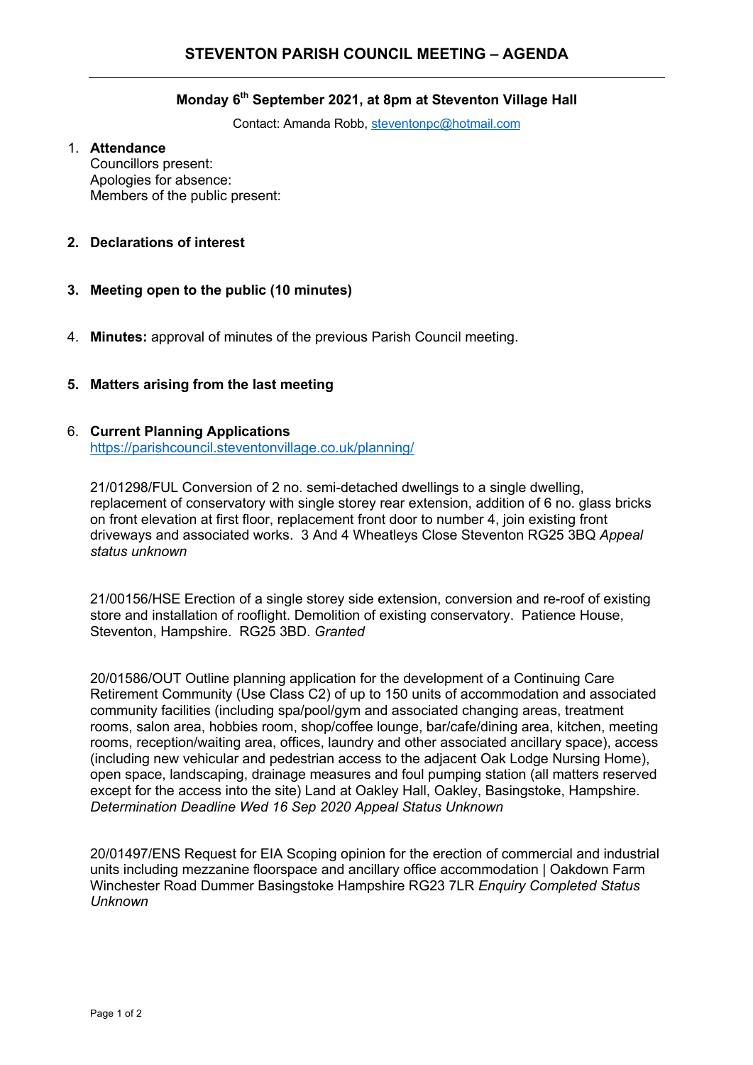# STEVENTON PARISH COUNCIL MEETING – AGENDA

**Monday 6th September 2021, at 8pm at Steventon Village Hall**

Contact: Amanda Robb, steventonpc@hotmail.com

1. **Attendance**
   Councillors present:
   Apologies for absence:
   Members of the public present:

2. **Declarations of interest**

3. **Meeting open to the public (10 minutes)**

4. **Minutes:** approval of minutes of the previous Parish Council meeting.

5. **Matters arising from the last meeting**

6. **Current Planning Applications**
   https://parishcouncil.steventonvillage.co.uk/planning/

   21/01298/FUL Conversion of 2 no. semi-detached dwellings to a single dwelling, replacement of conservatory with single storey rear extension, addition of 6 no. glass bricks on front elevation at first floor, replacement front door to number 4, join existing front driveways and associated works. 3 And 4 Wheatleys Close Steventon RG25 3BQ *Appeal status unknown*

   21/00156/HSE Erection of a single storey side extension, conversion and re-roof of existing store and installation of rooflight. Demolition of existing conservatory. Patience House, Steventon, Hampshire. RG25 3BD. *Granted*

   20/01586/OUT Outline planning application for the development of a Continuing Care Retirement Community (Use Class C2) of up to 150 units of accommodation and associated community facilities (including spa/pool/gym and associated changing areas, treatment rooms, salon area, hobbies room, shop/coffee lounge, bar/cafe/dining area, kitchen, meeting rooms, reception/waiting area, offices, laundry and other associated ancillary space), access (including new vehicular and pedestrian access to the adjacent Oak Lodge Nursing Home), open space, landscaping, drainage measures and foul pumping station (all matters reserved except for the access into the site) Land at Oakley Hall, Oakley, Basingstoke, Hampshire. *Determination Deadline Wed 16 Sep 2020 Appeal Status Unknown*

   20/01497/ENS Request for EIA Scoping opinion for the erection of commercial and industrial units including mezzanine floorspace and ancillary office accommodation | Oakdown Farm Winchester Road Dummer Basingstoke Hampshire RG23 7LR *Enquiry Completed Status Unknown*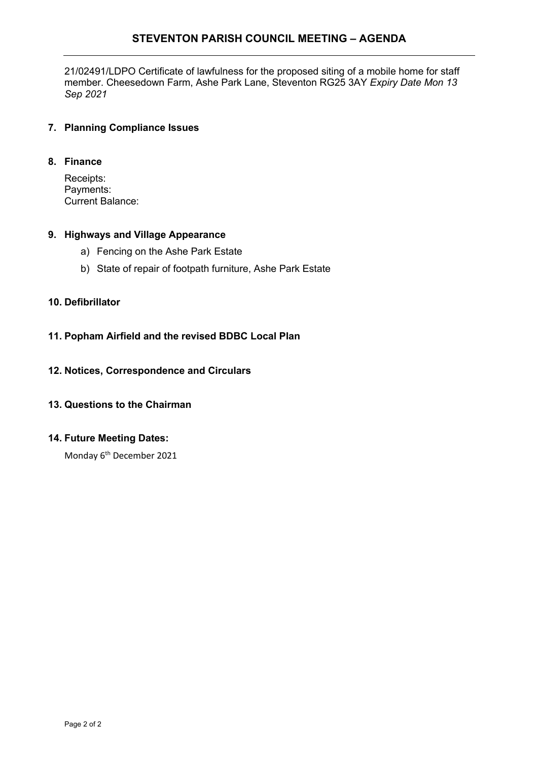21/02491/LDPO Certificate of lawfulness for the proposed siting of a mobile home for staff member. Cheesedown Farm, Ashe Park Lane, Steventon RG25 3AY *Expiry Date Mon 13 Sep 2021*

## 7. Planning Compliance Issues

## 8. Finance

Receipts:
Payments:
Current Balance:

## 9. Highways and Village Appearance

a) Fencing on the Ashe Park Estate

b) State of repair of footpath furniture, Ashe Park Estate

## 10. Defibrillator

## 11. Popham Airfield and the revised BDBC Local Plan

## 12. Notices, Correspondence and Circulars

## 13. Questions to the Chairman

## 14. Future Meeting Dates:

Monday 6th December 2021